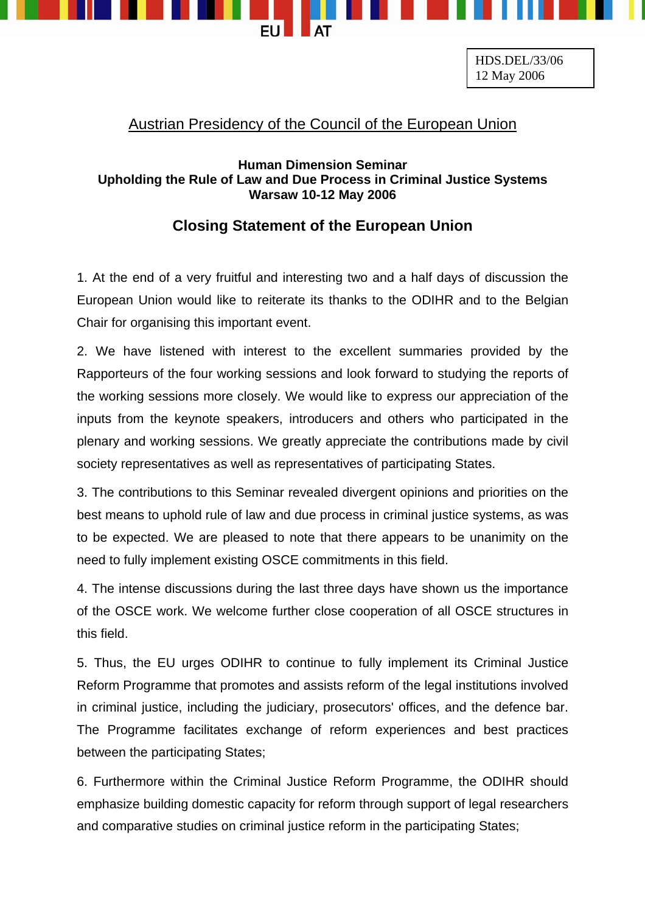HDS.DEL/33/06
12 May 2006

Austrian Presidency of the Council of the European Union

**Human Dimension Seminar**
**Upholding the Rule of Law and Due Process in Criminal Justice Systems**
**Warsaw 10-12 May 2006**

## Closing Statement of the European Union

1. At the end of a very fruitful and interesting two and a half days of discussion the European Union would like to reiterate its thanks to the ODIHR and to the Belgian Chair for organising this important event.

2. We have listened with interest to the excellent summaries provided by the Rapporteurs of the four working sessions and look forward to studying the reports of the working sessions more closely. We would like to express our appreciation of the inputs from the keynote speakers, introducers and others who participated in the plenary and working sessions. We greatly appreciate the contributions made by civil society representatives as well as representatives of participating States.

3. The contributions to this Seminar revealed divergent opinions and priorities on the best means to uphold rule of law and due process in criminal justice systems, as was to be expected. We are pleased to note that there appears to be unanimity on the need to fully implement existing OSCE commitments in this field.

4. The intense discussions during the last three days have shown us the importance of the OSCE work. We welcome further close cooperation of all OSCE structures in this field.

5. Thus, the EU urges ODIHR to continue to fully implement its Criminal Justice Reform Programme that promotes and assists reform of the legal institutions involved in criminal justice, including the judiciary, prosecutors' offices, and the defence bar. The Programme facilitates exchange of reform experiences and best practices between the participating States;

6. Furthermore within the Criminal Justice Reform Programme, the ODIHR should emphasize building domestic capacity for reform through support of legal researchers and comparative studies on criminal justice reform in the participating States;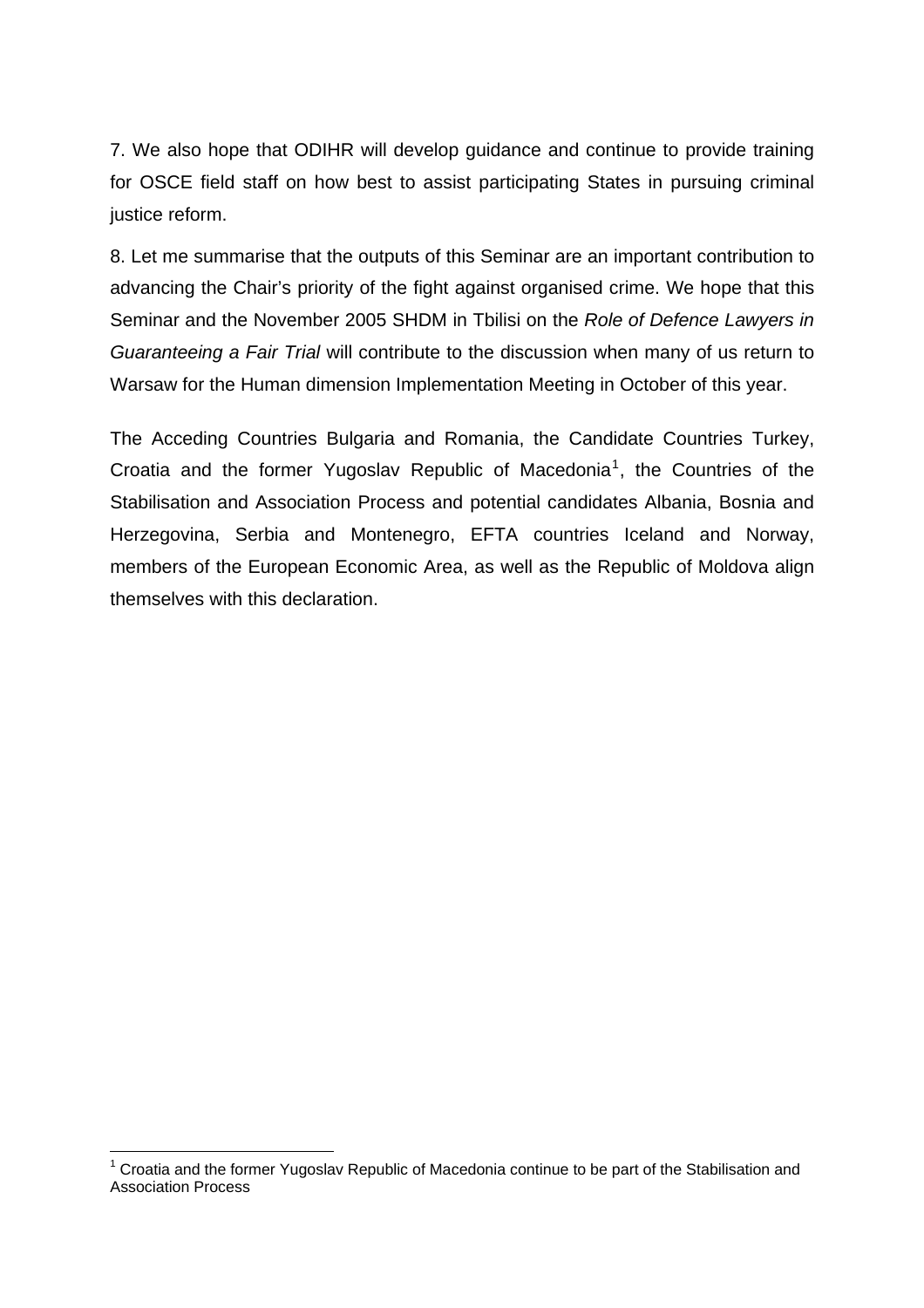7. We also hope that ODIHR will develop guidance and continue to provide training for OSCE field staff on how best to assist participating States in pursuing criminal justice reform.

8. Let me summarise that the outputs of this Seminar are an important contribution to advancing the Chair's priority of the fight against organised crime. We hope that this Seminar and the November 2005 SHDM in Tbilisi on the *Role of Defence Lawyers in Guaranteeing a Fair Trial* will contribute to the discussion when many of us return to Warsaw for the Human dimension Implementation Meeting in October of this year.

The Acceding Countries Bulgaria and Romania, the Candidate Countries Turkey, Croatia and the former Yugoslav Republic of Macedonia[1], the Countries of the Stabilisation and Association Process and potential candidates Albania, Bosnia and Herzegovina, Serbia and Montenegro, EFTA countries Iceland and Norway, members of the European Economic Area, as well as the Republic of Moldova align themselves with this declaration.

---

[1] Croatia and the former Yugoslav Republic of Macedonia continue to be part of the Stabilisation and Association Process